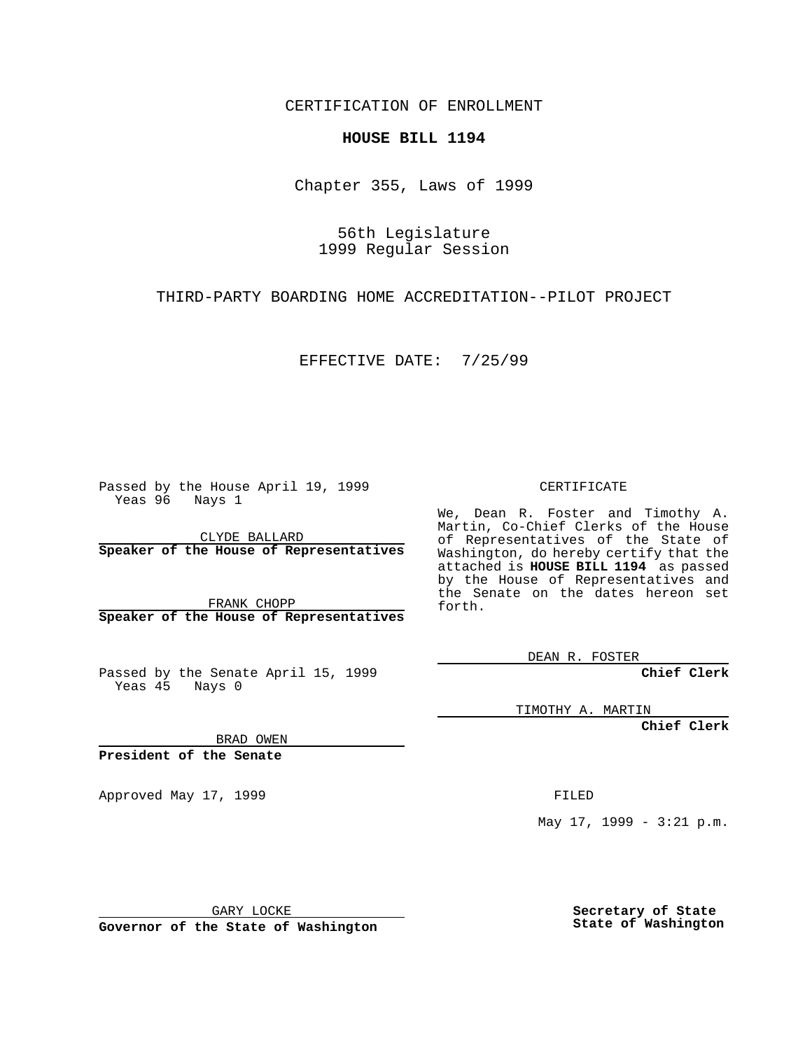CERTIFICATION OF ENROLLMENT

**HOUSE BILL 1194**

Chapter 355, Laws of 1999

56th Legislature
1999 Regular Session

THIRD-PARTY BOARDING HOME ACCREDITATION--PILOT PROJECT

EFFECTIVE DATE: 7/25/99

Passed by the House April 19, 1999
Yeas 96 Nays 1

CLYDE BALLARD
**Speaker of the House of Representatives**

FRANK CHOPP
**Speaker of the House of Representatives**

Passed by the Senate April 15, 1999
Yeas 45 Nays 0

BRAD OWEN
**President of the Senate**

Approved May 17, 1999

GARY LOCKE
**Governor of the State of Washington**

CERTIFICATE

We, Dean R. Foster and Timothy A. Martin, Co-Chief Clerks of the House of Representatives of the State of Washington, do hereby certify that the attached is **HOUSE BILL 1194** as passed by the House of Representatives and the Senate on the dates hereon set forth.

DEAN R. FOSTER
**Chief Clerk**

TIMOTHY A. MARTIN
**Chief Clerk**

FILED

May 17, 1999 - 3:21 p.m.

**Secretary of State**
**State of Washington**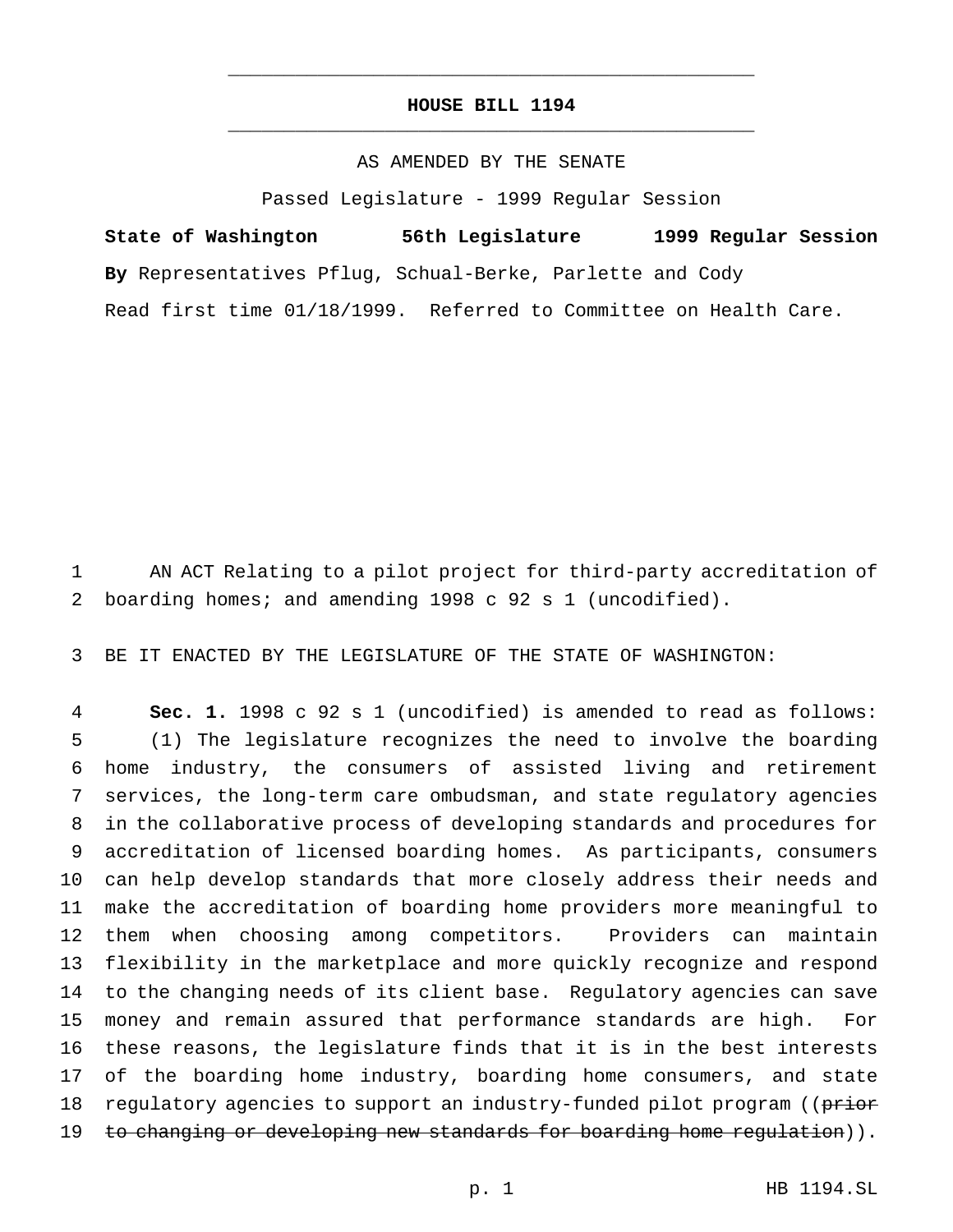# HOUSE BILL 1194

AS AMENDED BY THE SENATE

Passed Legislature - 1999 Regular Session

**State of Washington 56th Legislature 1999 Regular Session**

**By** Representatives Pflug, Schual-Berke, Parlette and Cody

Read first time 01/18/1999. Referred to Committee on Health Care.

AN ACT Relating to a pilot project for third-party accreditation of boarding homes; and amending 1998 c 92 s 1 (uncodified).

BE IT ENACTED BY THE LEGISLATURE OF THE STATE OF WASHINGTON:

**Sec. 1.** 1998 c 92 s 1 (uncodified) is amended to read as follows:

(1) The legislature recognizes the need to involve the boarding home industry, the consumers of assisted living and retirement services, the long-term care ombudsman, and state regulatory agencies in the collaborative process of developing standards and procedures for accreditation of licensed boarding homes. As participants, consumers can help develop standards that more closely address their needs and make the accreditation of boarding home providers more meaningful to them when choosing among competitors. Providers can maintain flexibility in the marketplace and more quickly recognize and respond to the changing needs of its client base. Regulatory agencies can save money and remain assured that performance standards are high. For these reasons, the legislature finds that it is in the best interests of the boarding home industry, boarding home consumers, and state regulatory agencies to support an industry-funded pilot program ((~~prior to changing or developing new standards for boarding home regulation~~)).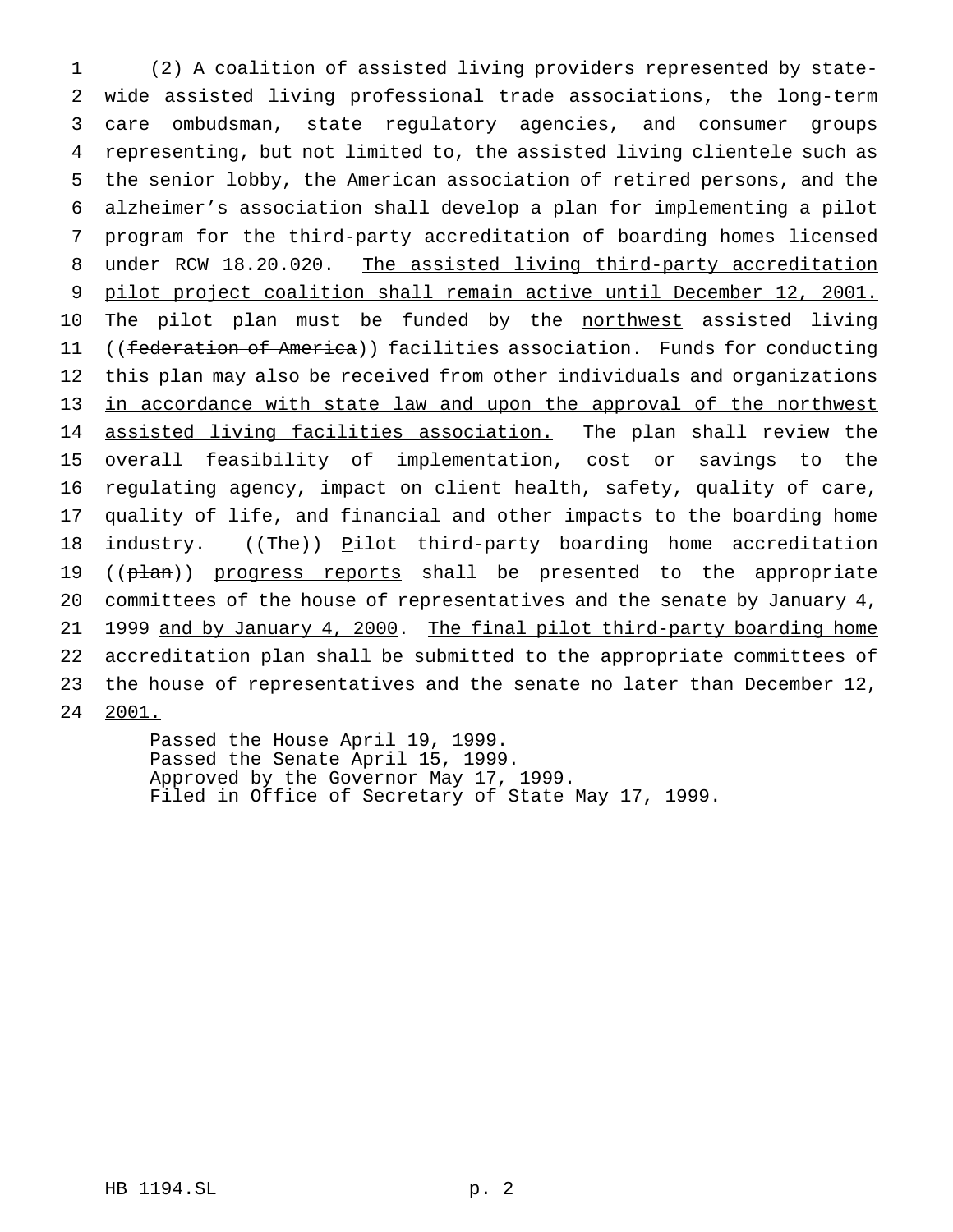(2) A coalition of assisted living providers represented by state-wide assisted living professional trade associations, the long-term care ombudsman, state regulatory agencies, and consumer groups representing, but not limited to, the assisted living clientele such as the senior lobby, the American association of retired persons, and the alzheimer's association shall develop a plan for implementing a pilot program for the third-party accreditation of boarding homes licensed under RCW 18.20.020. The assisted living third-party accreditation pilot project coalition shall remain active until December 12, 2001. The pilot plan must be funded by the northwest assisted living ((~~federation of America~~)) facilities association. Funds for conducting this plan may also be received from other individuals and organizations in accordance with state law and upon the approval of the northwest assisted living facilities association. The plan shall review the overall feasibility of implementation, cost or savings to the regulating agency, impact on client health, safety, quality of care, quality of life, and financial and other impacts to the boarding home industry. ((~~The~~)) Pilot third-party boarding home accreditation ((~~plan~~)) progress reports shall be presented to the appropriate committees of the house of representatives and the senate by January 4, 1999 and by January 4, 2000. The final pilot third-party boarding home accreditation plan shall be submitted to the appropriate committees of the house of representatives and the senate no later than December 12, 2001.

Passed the House April 19, 1999.
Passed the Senate April 15, 1999.
Approved by the Governor May 17, 1999.
Filed in Office of Secretary of State May 17, 1999.